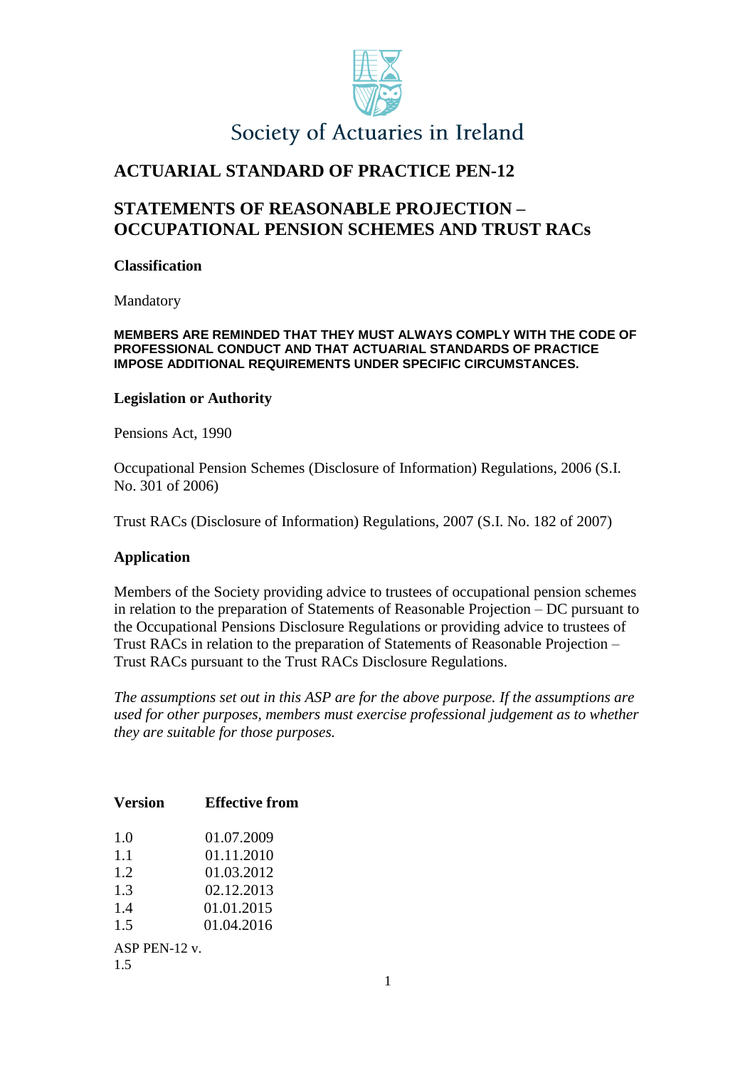Society of Actuaries in Ireland

# ACTUARIAL STANDARD OF PRACTICE PEN-12

# STATEMENTS OF REASONABLE PROJECTION – OCCUPATIONAL PENSION SCHEMES AND TRUST RACs

### Classification

Mandatory

**MEMBERS ARE REMINDED THAT THEY MUST ALWAYS COMPLY WITH THE CODE OF PROFESSIONAL CONDUCT AND THAT ACTUARIAL STANDARDS OF PRACTICE IMPOSE ADDITIONAL REQUIREMENTS UNDER SPECIFIC CIRCUMSTANCES.**

### Legislation or Authority

Pensions Act, 1990

Occupational Pension Schemes (Disclosure of Information) Regulations, 2006 (S.I. No. 301 of 2006)

Trust RACs (Disclosure of Information) Regulations, 2007 (S.I. No. 182 of 2007)

### Application

Members of the Society providing advice to trustees of occupational pension schemes in relation to the preparation of Statements of Reasonable Projection – DC pursuant to the Occupational Pensions Disclosure Regulations or providing advice to trustees of Trust RACs in relation to the preparation of Statements of Reasonable Projection – Trust RACs pursuant to the Trust RACs Disclosure Regulations.

*The assumptions set out in this ASP are for the above purpose. If the assumptions are used for other purposes, members must exercise professional judgement as to whether they are suitable for those purposes.*

| Version | Effective from |
|---|---|
| 1.0 | 01.07.2009 |
| 1.1 | 01.11.2010 |
| 1.2 | 01.03.2012 |
| 1.3 | 02.12.2013 |
| 1.4 | 01.01.2015 |
| 1.5 | 01.04.2016 |

ASP PEN-12 v. 1.5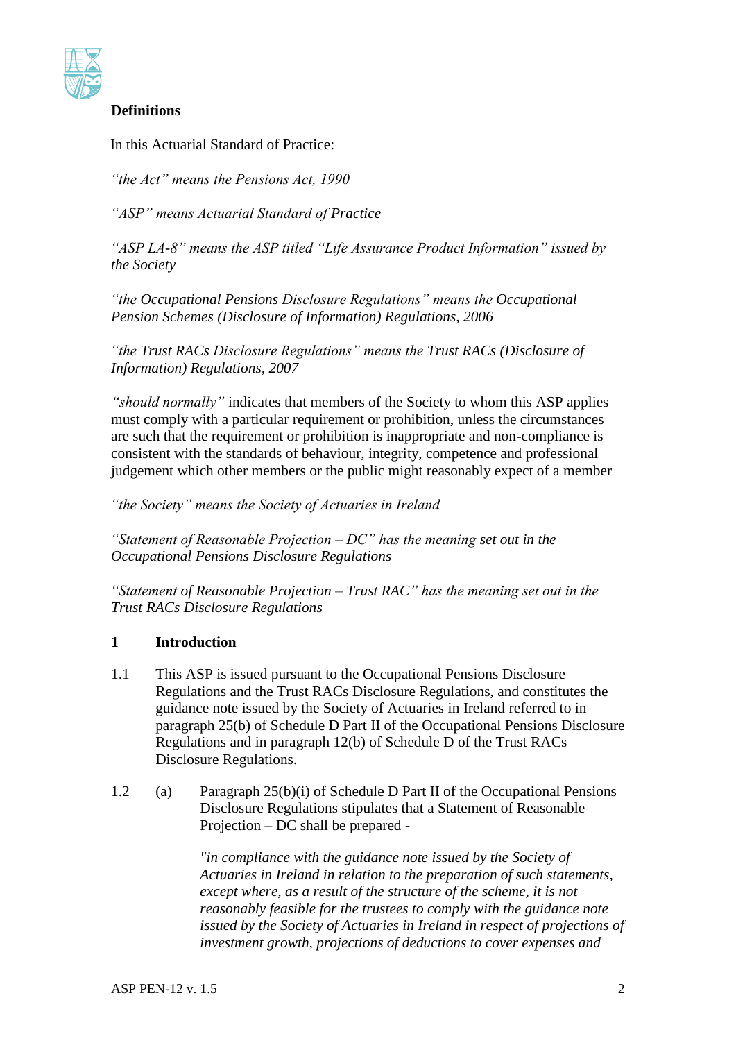**Definitions**

In this Actuarial Standard of Practice:

*"the Act" means the Pensions Act, 1990*

*"ASP" means Actuarial Standard of Practice*

*"ASP LA-8" means the ASP titled "Life Assurance Product Information" issued by the Society*

*"the Occupational Pensions Disclosure Regulations" means the Occupational Pension Schemes (Disclosure of Information) Regulations, 2006*

*"the Trust RACs Disclosure Regulations" means the Trust RACs (Disclosure of Information) Regulations, 2007*

*"should normally"* indicates that members of the Society to whom this ASP applies must comply with a particular requirement or prohibition, unless the circumstances are such that the requirement or prohibition is inappropriate and non-compliance is consistent with the standards of behaviour, integrity, competence and professional judgement which other members or the public might reasonably expect of a member

*"the Society" means the Society of Actuaries in Ireland*

*"Statement of Reasonable Projection – DC" has the meaning set out in the Occupational Pensions Disclosure Regulations*

*"Statement of Reasonable Projection – Trust RAC" has the meaning set out in the Trust RACs Disclosure Regulations*

## 1 Introduction

1.1 This ASP is issued pursuant to the Occupational Pensions Disclosure Regulations and the Trust RACs Disclosure Regulations, and constitutes the guidance note issued by the Society of Actuaries in Ireland referred to in paragraph 25(b) of Schedule D Part II of the Occupational Pensions Disclosure Regulations and in paragraph 12(b) of Schedule D of the Trust RACs Disclosure Regulations.

1.2 (a) Paragraph 25(b)(i) of Schedule D Part II of the Occupational Pensions Disclosure Regulations stipulates that a Statement of Reasonable Projection – DC shall be prepared -

*"in compliance with the guidance note issued by the Society of Actuaries in Ireland in relation to the preparation of such statements, except where, as a result of the structure of the scheme, it is not reasonably feasible for the trustees to comply with the guidance note issued by the Society of Actuaries in Ireland in respect of projections of investment growth, projections of deductions to cover expenses and*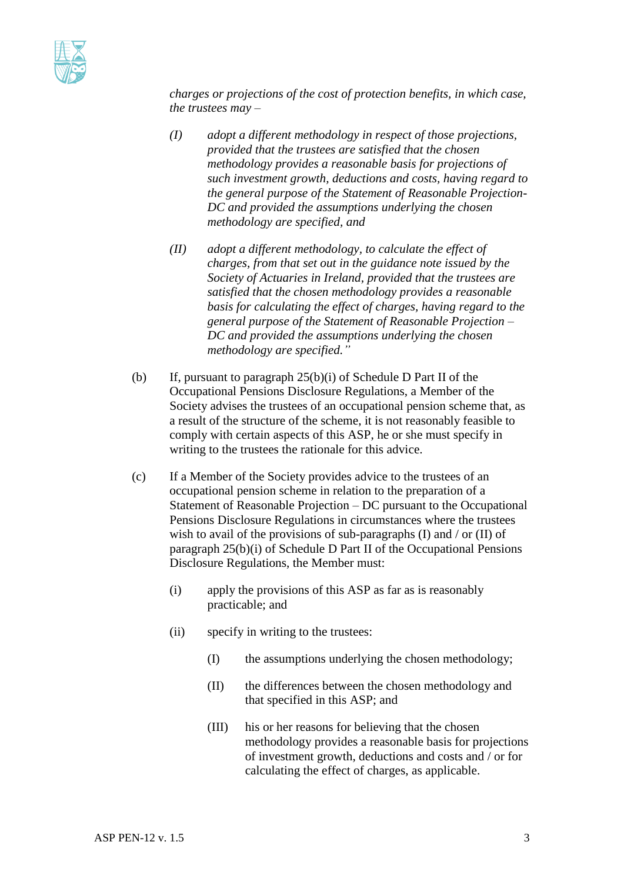*charges or projections of the cost of protection benefits, in which case, the trustees may –*

> *(I)* *adopt a different methodology in respect of those projections, provided that the trustees are satisfied that the chosen methodology provides a reasonable basis for projections of such investment growth, deductions and costs, having regard to the general purpose of the Statement of Reasonable Projection-DC and provided the assumptions underlying the chosen methodology are specified, and*
>
> *(II)* *adopt a different methodology, to calculate the effect of charges, from that set out in the guidance note issued by the Society of Actuaries in Ireland, provided that the trustees are satisfied that the chosen methodology provides a reasonable basis for calculating the effect of charges, having regard to the general purpose of the Statement of Reasonable Projection – DC and provided the assumptions underlying the chosen methodology are specified."*

(b) If, pursuant to paragraph 25(b)(i) of Schedule D Part II of the Occupational Pensions Disclosure Regulations, a Member of the Society advises the trustees of an occupational pension scheme that, as a result of the structure of the scheme, it is not reasonably feasible to comply with certain aspects of this ASP, he or she must specify in writing to the trustees the rationale for this advice.

(c) If a Member of the Society provides advice to the trustees of an occupational pension scheme in relation to the preparation of a Statement of Reasonable Projection – DC pursuant to the Occupational Pensions Disclosure Regulations in circumstances where the trustees wish to avail of the provisions of sub-paragraphs (I) and / or (II) of paragraph 25(b)(i) of Schedule D Part II of the Occupational Pensions Disclosure Regulations, the Member must:

> (i) apply the provisions of this ASP as far as is reasonably practicable; and
>
> (ii) specify in writing to the trustees:
>
> > (I) the assumptions underlying the chosen methodology;
> >
> > (II) the differences between the chosen methodology and that specified in this ASP; and
> >
> > (III) his or her reasons for believing that the chosen methodology provides a reasonable basis for projections of investment growth, deductions and costs and / or for calculating the effect of charges, as applicable.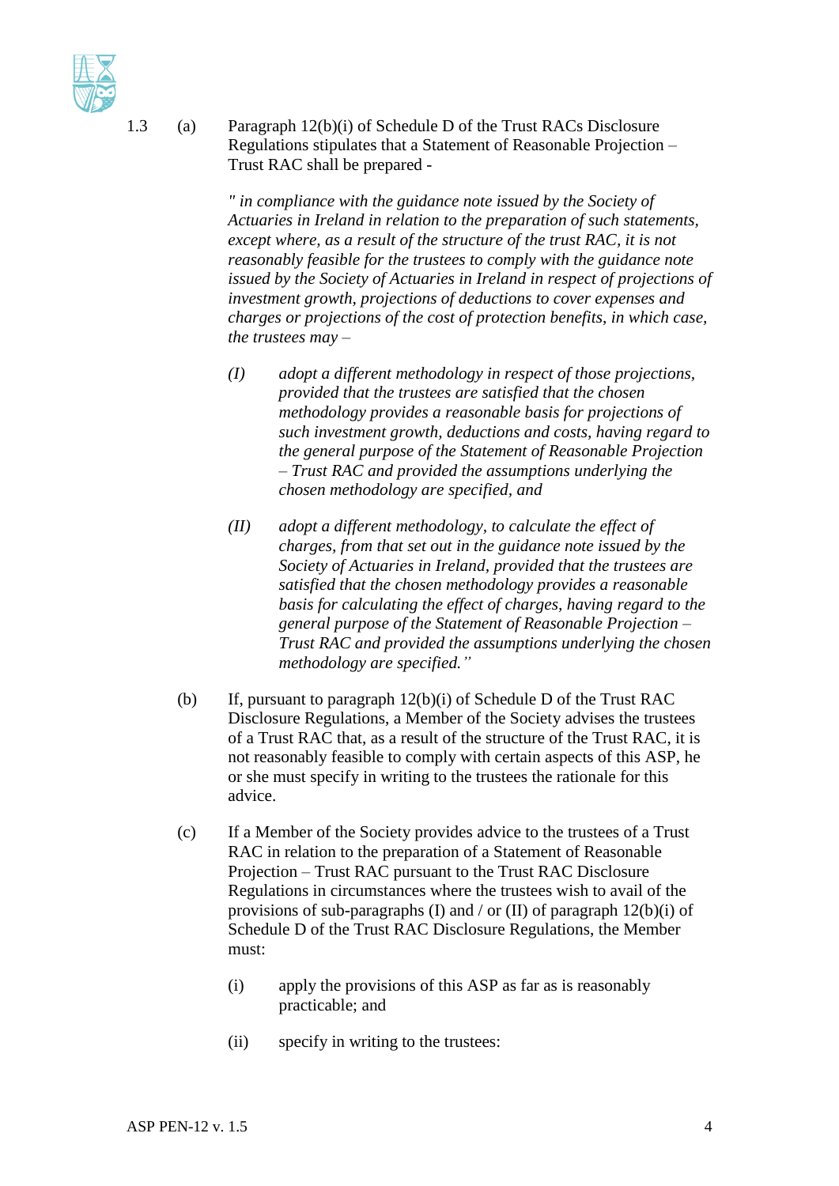1.3 (a) Paragraph 12(b)(i) of Schedule D of the Trust RACs Disclosure Regulations stipulates that a Statement of Reasonable Projection – Trust RAC shall be prepared -

*" in compliance with the guidance note issued by the Society of Actuaries in Ireland in relation to the preparation of such statements, except where, as a result of the structure of the trust RAC, it is not reasonably feasible for the trustees to comply with the guidance note issued by the Society of Actuaries in Ireland in respect of projections of investment growth, projections of deductions to cover expenses and charges or projections of the cost of protection benefits, in which case, the trustees may –*

*(I) adopt a different methodology in respect of those projections, provided that the trustees are satisfied that the chosen methodology provides a reasonable basis for projections of such investment growth, deductions and costs, having regard to the general purpose of the Statement of Reasonable Projection – Trust RAC and provided the assumptions underlying the chosen methodology are specified, and*

*(II) adopt a different methodology, to calculate the effect of charges, from that set out in the guidance note issued by the Society of Actuaries in Ireland, provided that the trustees are satisfied that the chosen methodology provides a reasonable basis for calculating the effect of charges, having regard to the general purpose of the Statement of Reasonable Projection – Trust RAC and provided the assumptions underlying the chosen methodology are specified."*

(b) If, pursuant to paragraph 12(b)(i) of Schedule D of the Trust RAC Disclosure Regulations, a Member of the Society advises the trustees of a Trust RAC that, as a result of the structure of the Trust RAC, it is not reasonably feasible to comply with certain aspects of this ASP, he or she must specify in writing to the trustees the rationale for this advice.

(c) If a Member of the Society provides advice to the trustees of a Trust RAC in relation to the preparation of a Statement of Reasonable Projection – Trust RAC pursuant to the Trust RAC Disclosure Regulations in circumstances where the trustees wish to avail of the provisions of sub-paragraphs (I) and / or (II) of paragraph 12(b)(i) of Schedule D of the Trust RAC Disclosure Regulations, the Member must:

(i) apply the provisions of this ASP as far as is reasonably practicable; and

(ii) specify in writing to the trustees: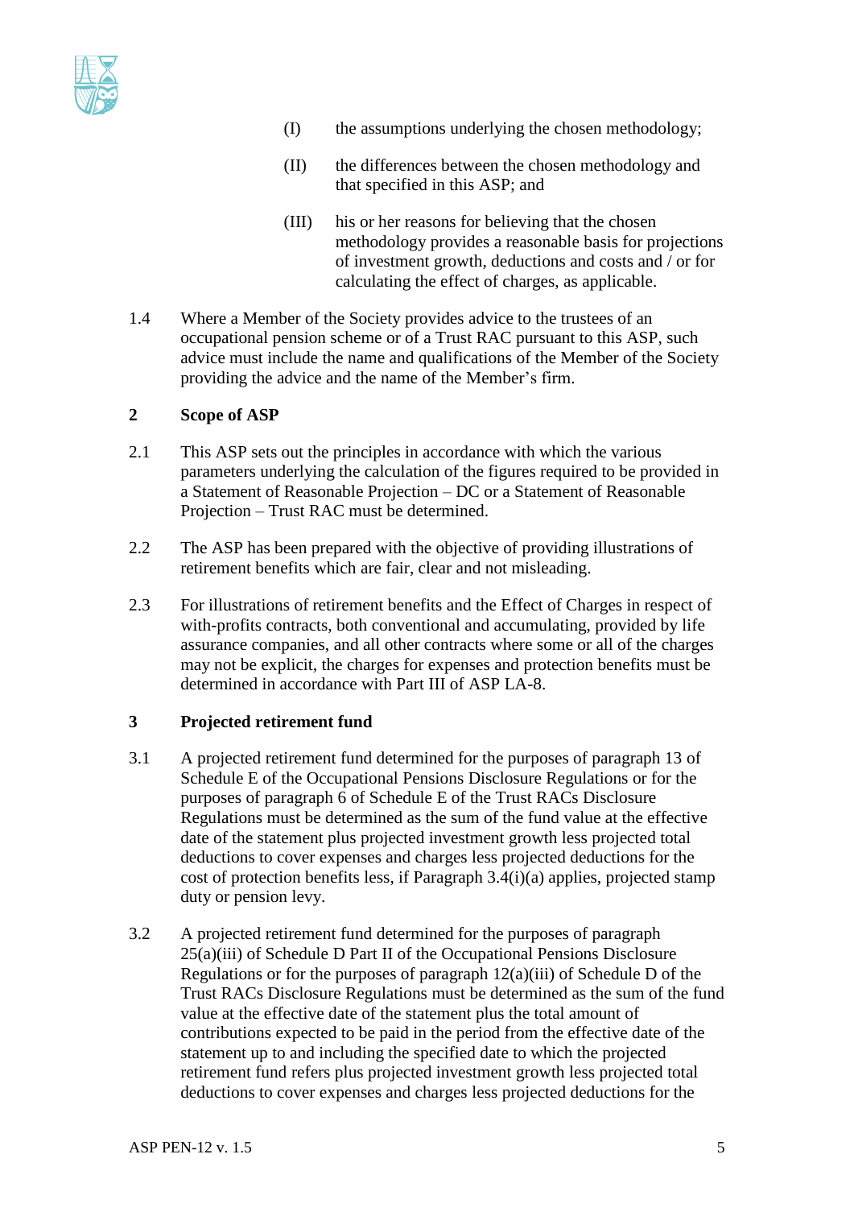(I) the assumptions underlying the chosen methodology;

(II) the differences between the chosen methodology and that specified in this ASP; and

(III) his or her reasons for believing that the chosen methodology provides a reasonable basis for projections of investment growth, deductions and costs and / or for calculating the effect of charges, as applicable.

1.4 Where a Member of the Society provides advice to the trustees of an occupational pension scheme or of a Trust RAC pursuant to this ASP, such advice must include the name and qualifications of the Member of the Society providing the advice and the name of the Member's firm.

## 2 Scope of ASP

2.1 This ASP sets out the principles in accordance with which the various parameters underlying the calculation of the figures required to be provided in a Statement of Reasonable Projection – DC or a Statement of Reasonable Projection – Trust RAC must be determined.

2.2 The ASP has been prepared with the objective of providing illustrations of retirement benefits which are fair, clear and not misleading.

2.3 For illustrations of retirement benefits and the Effect of Charges in respect of with-profits contracts, both conventional and accumulating, provided by life assurance companies, and all other contracts where some or all of the charges may not be explicit, the charges for expenses and protection benefits must be determined in accordance with Part III of ASP LA-8.

## 3 Projected retirement fund

3.1 A projected retirement fund determined for the purposes of paragraph 13 of Schedule E of the Occupational Pensions Disclosure Regulations or for the purposes of paragraph 6 of Schedule E of the Trust RACs Disclosure Regulations must be determined as the sum of the fund value at the effective date of the statement plus projected investment growth less projected total deductions to cover expenses and charges less projected deductions for the cost of protection benefits less, if Paragraph 3.4(i)(a) applies, projected stamp duty or pension levy.

3.2 A projected retirement fund determined for the purposes of paragraph 25(a)(iii) of Schedule D Part II of the Occupational Pensions Disclosure Regulations or for the purposes of paragraph 12(a)(iii) of Schedule D of the Trust RACs Disclosure Regulations must be determined as the sum of the fund value at the effective date of the statement plus the total amount of contributions expected to be paid in the period from the effective date of the statement up to and including the specified date to which the projected retirement fund refers plus projected investment growth less projected total deductions to cover expenses and charges less projected deductions for the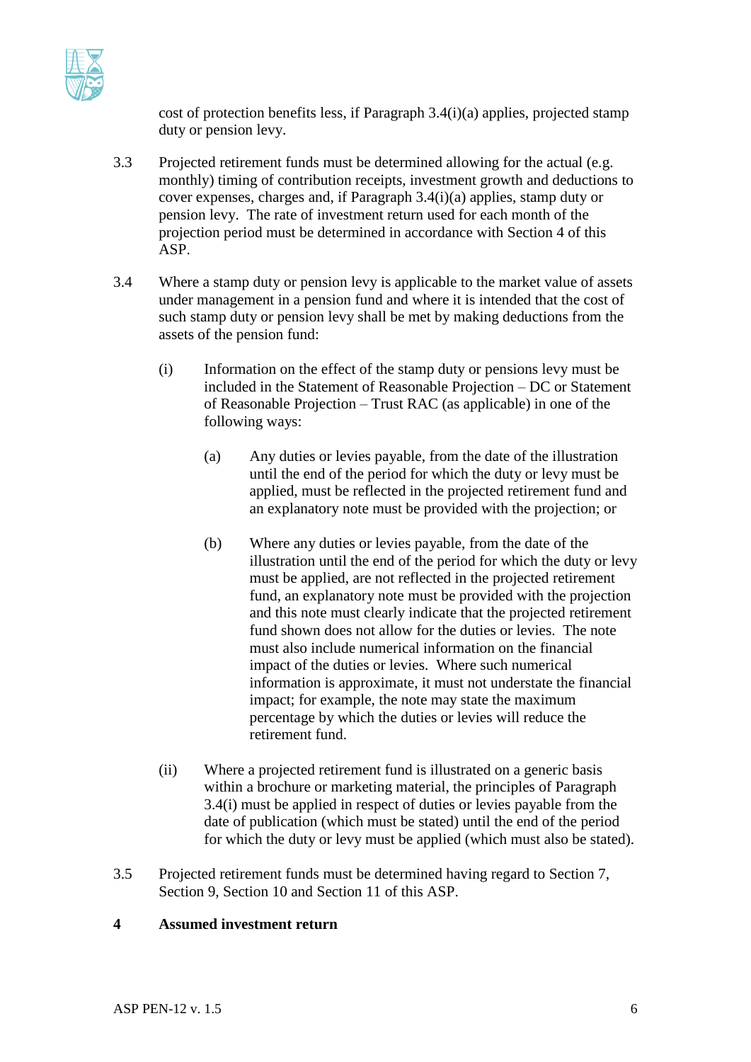cost of protection benefits less, if Paragraph 3.4(i)(a) applies, projected stamp duty or pension levy.

3.3 Projected retirement funds must be determined allowing for the actual (e.g. monthly) timing of contribution receipts, investment growth and deductions to cover expenses, charges and, if Paragraph 3.4(i)(a) applies, stamp duty or pension levy. The rate of investment return used for each month of the projection period must be determined in accordance with Section 4 of this ASP.

3.4 Where a stamp duty or pension levy is applicable to the market value of assets under management in a pension fund and where it is intended that the cost of such stamp duty or pension levy shall be met by making deductions from the assets of the pension fund:

(i) Information on the effect of the stamp duty or pensions levy must be included in the Statement of Reasonable Projection – DC or Statement of Reasonable Projection – Trust RAC (as applicable) in one of the following ways:

(a) Any duties or levies payable, from the date of the illustration until the end of the period for which the duty or levy must be applied, must be reflected in the projected retirement fund and an explanatory note must be provided with the projection; or

(b) Where any duties or levies payable, from the date of the illustration until the end of the period for which the duty or levy must be applied, are not reflected in the projected retirement fund, an explanatory note must be provided with the projection and this note must clearly indicate that the projected retirement fund shown does not allow for the duties or levies. The note must also include numerical information on the financial impact of the duties or levies. Where such numerical information is approximate, it must not understate the financial impact; for example, the note may state the maximum percentage by which the duties or levies will reduce the retirement fund.

(ii) Where a projected retirement fund is illustrated on a generic basis within a brochure or marketing material, the principles of Paragraph 3.4(i) must be applied in respect of duties or levies payable from the date of publication (which must be stated) until the end of the period for which the duty or levy must be applied (which must also be stated).

3.5 Projected retirement funds must be determined having regard to Section 7, Section 9, Section 10 and Section 11 of this ASP.

## 4 Assumed investment return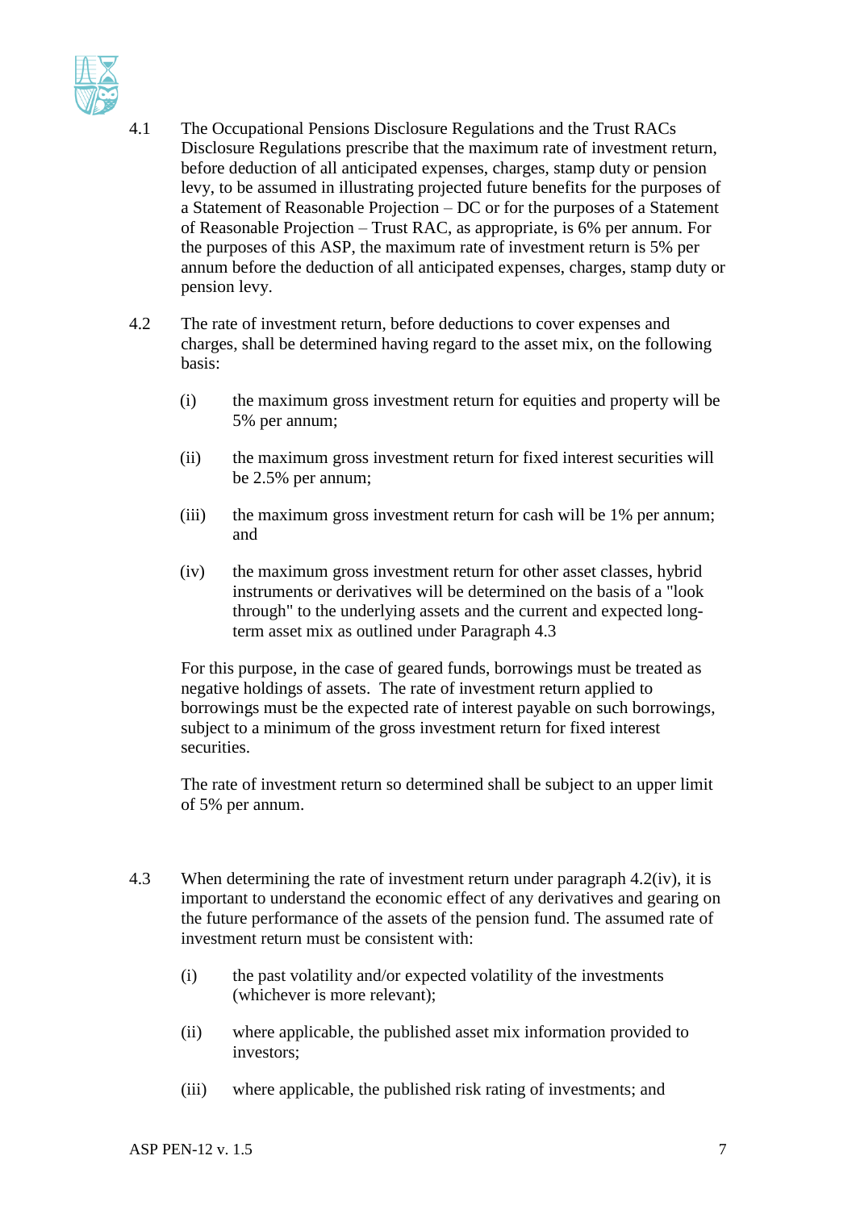4.1 The Occupational Pensions Disclosure Regulations and the Trust RACs Disclosure Regulations prescribe that the maximum rate of investment return, before deduction of all anticipated expenses, charges, stamp duty or pension levy, to be assumed in illustrating projected future benefits for the purposes of a Statement of Reasonable Projection – DC or for the purposes of a Statement of Reasonable Projection – Trust RAC, as appropriate, is 6% per annum. For the purposes of this ASP, the maximum rate of investment return is 5% per annum before the deduction of all anticipated expenses, charges, stamp duty or pension levy.

4.2 The rate of investment return, before deductions to cover expenses and charges, shall be determined having regard to the asset mix, on the following basis:

(i) the maximum gross investment return for equities and property will be 5% per annum;

(ii) the maximum gross investment return for fixed interest securities will be 2.5% per annum;

(iii) the maximum gross investment return for cash will be 1% per annum; and

(iv) the maximum gross investment return for other asset classes, hybrid instruments or derivatives will be determined on the basis of a "look through" to the underlying assets and the current and expected long-term asset mix as outlined under Paragraph 4.3

For this purpose, in the case of geared funds, borrowings must be treated as negative holdings of assets. The rate of investment return applied to borrowings must be the expected rate of interest payable on such borrowings, subject to a minimum of the gross investment return for fixed interest securities.

The rate of investment return so determined shall be subject to an upper limit of 5% per annum.

4.3 When determining the rate of investment return under paragraph 4.2(iv), it is important to understand the economic effect of any derivatives and gearing on the future performance of the assets of the pension fund. The assumed rate of investment return must be consistent with:

(i) the past volatility and/or expected volatility of the investments (whichever is more relevant);

(ii) where applicable, the published asset mix information provided to investors;

(iii) where applicable, the published risk rating of investments; and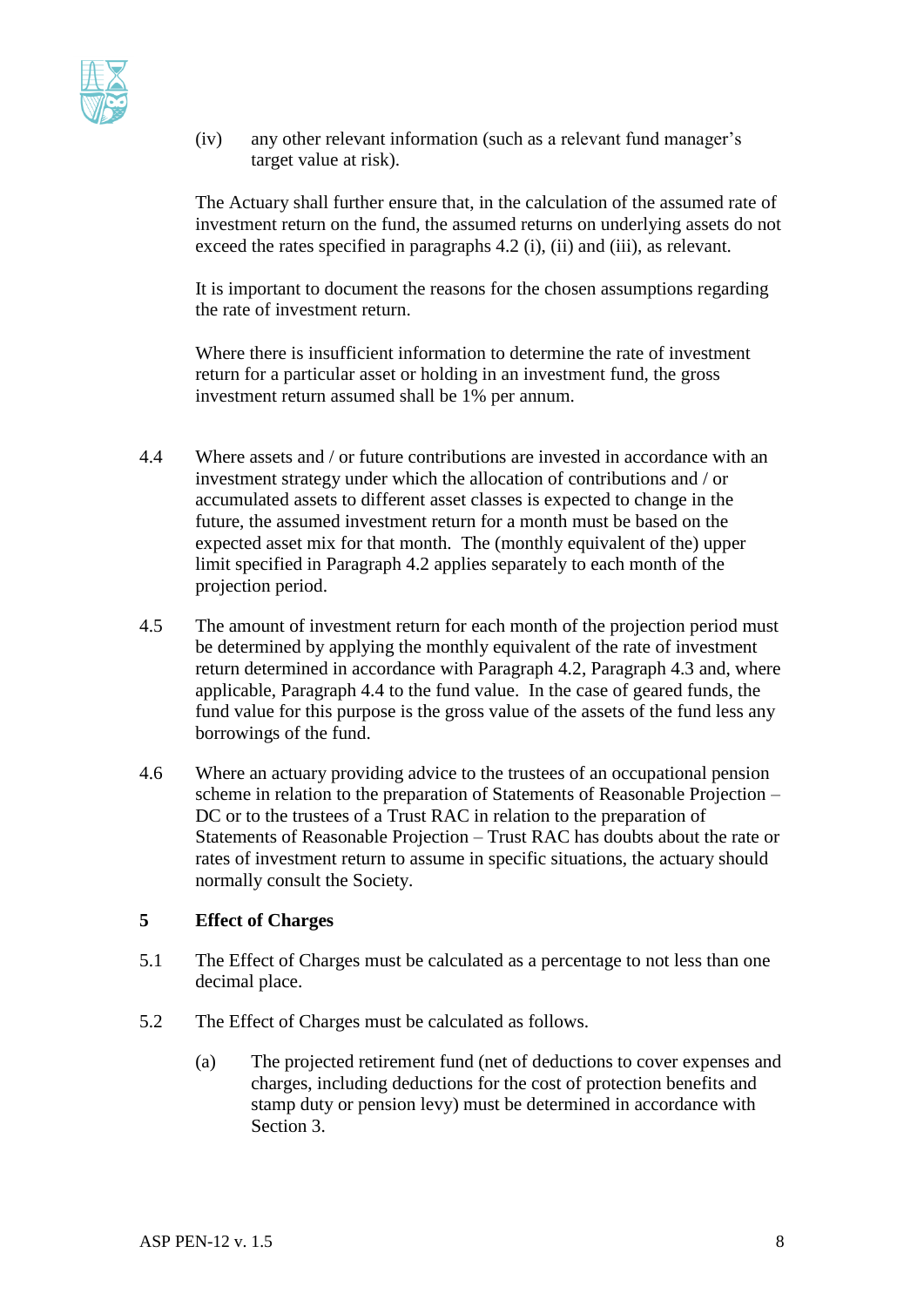(iv) any other relevant information (such as a relevant fund manager's target value at risk).

The Actuary shall further ensure that, in the calculation of the assumed rate of investment return on the fund, the assumed returns on underlying assets do not exceed the rates specified in paragraphs 4.2 (i), (ii) and (iii), as relevant.

It is important to document the reasons for the chosen assumptions regarding the rate of investment return.

Where there is insufficient information to determine the rate of investment return for a particular asset or holding in an investment fund, the gross investment return assumed shall be 1% per annum.

4.4 Where assets and / or future contributions are invested in accordance with an investment strategy under which the allocation of contributions and / or accumulated assets to different asset classes is expected to change in the future, the assumed investment return for a month must be based on the expected asset mix for that month. The (monthly equivalent of the) upper limit specified in Paragraph 4.2 applies separately to each month of the projection period.

4.5 The amount of investment return for each month of the projection period must be determined by applying the monthly equivalent of the rate of investment return determined in accordance with Paragraph 4.2, Paragraph 4.3 and, where applicable, Paragraph 4.4 to the fund value. In the case of geared funds, the fund value for this purpose is the gross value of the assets of the fund less any borrowings of the fund.

4.6 Where an actuary providing advice to the trustees of an occupational pension scheme in relation to the preparation of Statements of Reasonable Projection – DC or to the trustees of a Trust RAC in relation to the preparation of Statements of Reasonable Projection – Trust RAC has doubts about the rate or rates of investment return to assume in specific situations, the actuary should normally consult the Society.

## 5 Effect of Charges

5.1 The Effect of Charges must be calculated as a percentage to not less than one decimal place.

5.2 The Effect of Charges must be calculated as follows.

(a) The projected retirement fund (net of deductions to cover expenses and charges, including deductions for the cost of protection benefits and stamp duty or pension levy) must be determined in accordance with Section 3.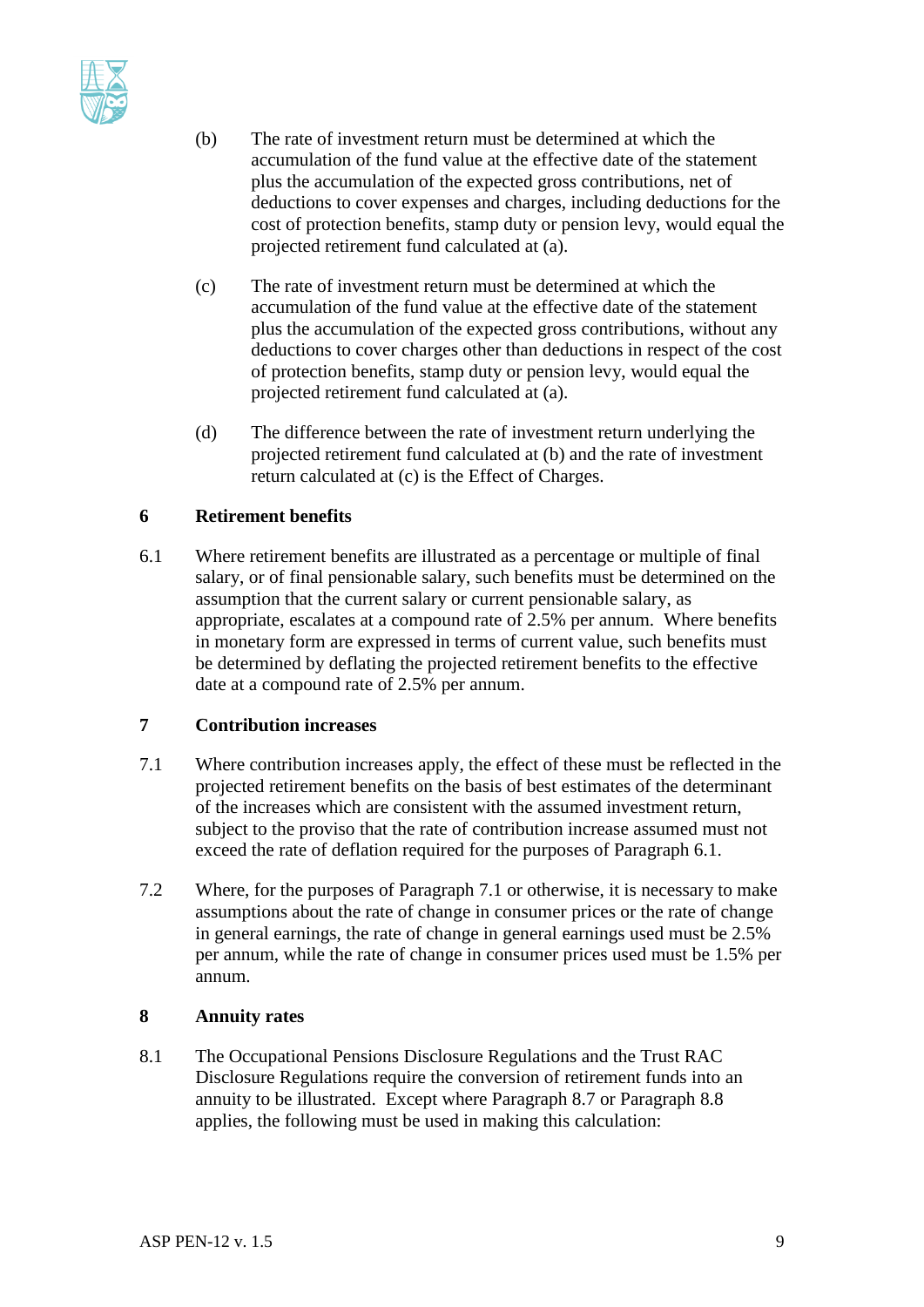(b) The rate of investment return must be determined at which the accumulation of the fund value at the effective date of the statement plus the accumulation of the expected gross contributions, net of deductions to cover expenses and charges, including deductions for the cost of protection benefits, stamp duty or pension levy, would equal the projected retirement fund calculated at (a).

(c) The rate of investment return must be determined at which the accumulation of the fund value at the effective date of the statement plus the accumulation of the expected gross contributions, without any deductions to cover charges other than deductions in respect of the cost of protection benefits, stamp duty or pension levy, would equal the projected retirement fund calculated at (a).

(d) The difference between the rate of investment return underlying the projected retirement fund calculated at (b) and the rate of investment return calculated at (c) is the Effect of Charges.

## 6 Retirement benefits

6.1 Where retirement benefits are illustrated as a percentage or multiple of final salary, or of final pensionable salary, such benefits must be determined on the assumption that the current salary or current pensionable salary, as appropriate, escalates at a compound rate of 2.5% per annum. Where benefits in monetary form are expressed in terms of current value, such benefits must be determined by deflating the projected retirement benefits to the effective date at a compound rate of 2.5% per annum.

## 7 Contribution increases

7.1 Where contribution increases apply, the effect of these must be reflected in the projected retirement benefits on the basis of best estimates of the determinant of the increases which are consistent with the assumed investment return, subject to the proviso that the rate of contribution increase assumed must not exceed the rate of deflation required for the purposes of Paragraph 6.1.

7.2 Where, for the purposes of Paragraph 7.1 or otherwise, it is necessary to make assumptions about the rate of change in consumer prices or the rate of change in general earnings, the rate of change in general earnings used must be 2.5% per annum, while the rate of change in consumer prices used must be 1.5% per annum.

## 8 Annuity rates

8.1 The Occupational Pensions Disclosure Regulations and the Trust RAC Disclosure Regulations require the conversion of retirement funds into an annuity to be illustrated. Except where Paragraph 8.7 or Paragraph 8.8 applies, the following must be used in making this calculation: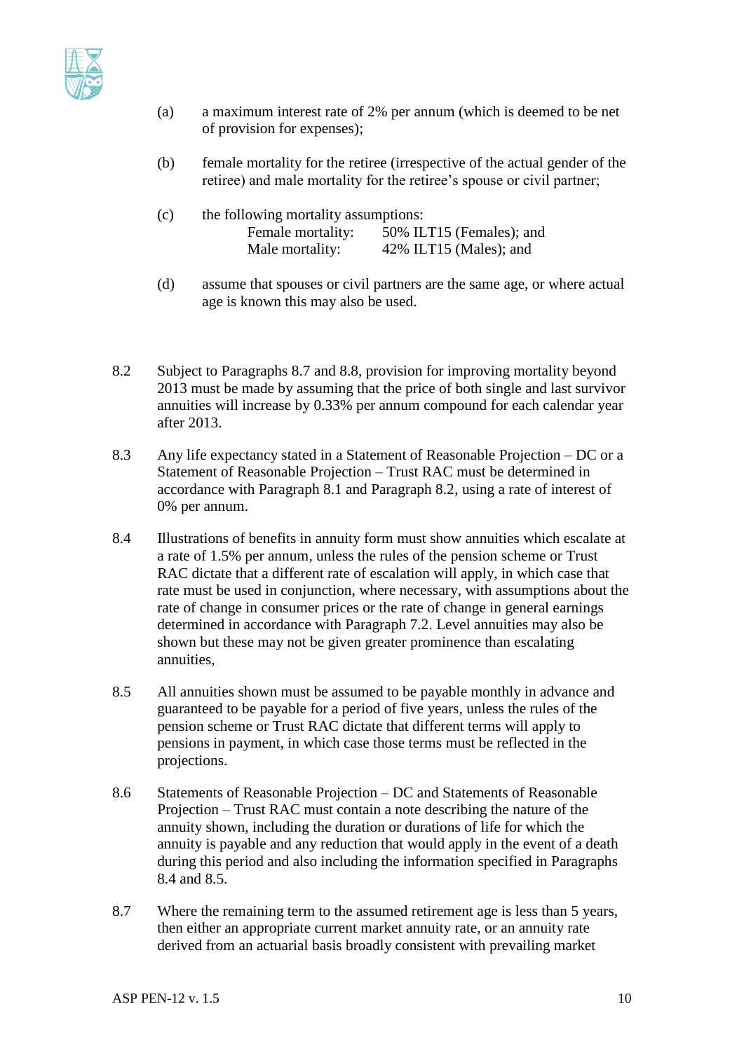(a) a maximum interest rate of 2% per annum (which is deemed to be net of provision for expenses);

(b) female mortality for the retiree (irrespective of the actual gender of the retiree) and male mortality for the retiree's spouse or civil partner;

(c) the following mortality assumptions:

| | |
|---|---|
| Female mortality: | 50% ILT15 (Females); and |
| Male mortality: | 42% ILT15 (Males); and |

(d) assume that spouses or civil partners are the same age, or where actual age is known this may also be used.

8.2 Subject to Paragraphs 8.7 and 8.8, provision for improving mortality beyond 2013 must be made by assuming that the price of both single and last survivor annuities will increase by 0.33% per annum compound for each calendar year after 2013.

8.3 Any life expectancy stated in a Statement of Reasonable Projection – DC or a Statement of Reasonable Projection – Trust RAC must be determined in accordance with Paragraph 8.1 and Paragraph 8.2, using a rate of interest of 0% per annum.

8.4 Illustrations of benefits in annuity form must show annuities which escalate at a rate of 1.5% per annum, unless the rules of the pension scheme or Trust RAC dictate that a different rate of escalation will apply, in which case that rate must be used in conjunction, where necessary, with assumptions about the rate of change in consumer prices or the rate of change in general earnings determined in accordance with Paragraph 7.2. Level annuities may also be shown but these may not be given greater prominence than escalating annuities,

8.5 All annuities shown must be assumed to be payable monthly in advance and guaranteed to be payable for a period of five years, unless the rules of the pension scheme or Trust RAC dictate that different terms will apply to pensions in payment, in which case those terms must be reflected in the projections.

8.6 Statements of Reasonable Projection – DC and Statements of Reasonable Projection – Trust RAC must contain a note describing the nature of the annuity shown, including the duration or durations of life for which the annuity is payable and any reduction that would apply in the event of a death during this period and also including the information specified in Paragraphs 8.4 and 8.5.

8.7 Where the remaining term to the assumed retirement age is less than 5 years, then either an appropriate current market annuity rate, or an annuity rate derived from an actuarial basis broadly consistent with prevailing market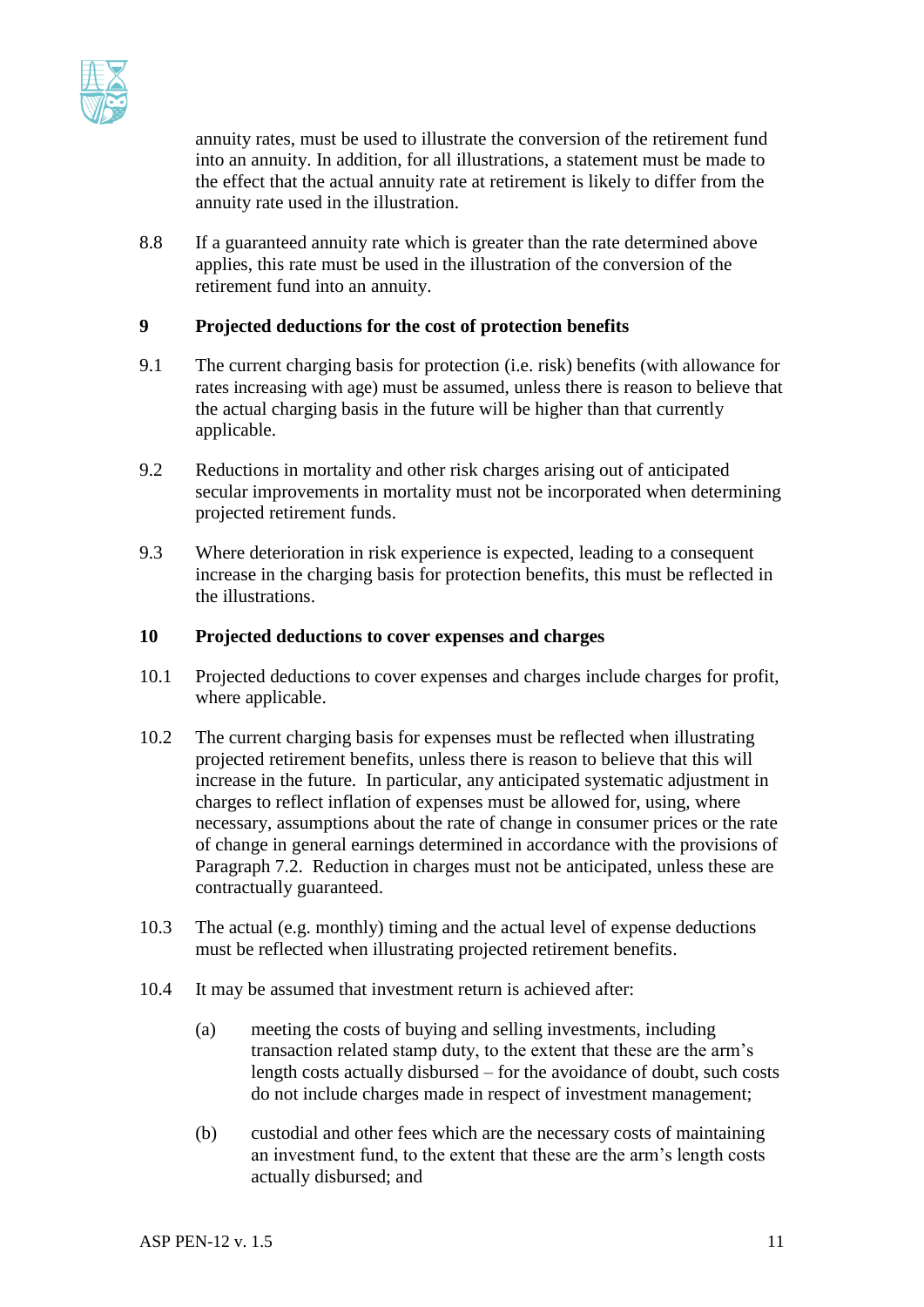annuity rates, must be used to illustrate the conversion of the retirement fund into an annuity. In addition, for all illustrations, a statement must be made to the effect that the actual annuity rate at retirement is likely to differ from the annuity rate used in the illustration.

8.8 If a guaranteed annuity rate which is greater than the rate determined above applies, this rate must be used in the illustration of the conversion of the retirement fund into an annuity.

## 9 Projected deductions for the cost of protection benefits

9.1 The current charging basis for protection (i.e. risk) benefits (with allowance for rates increasing with age) must be assumed, unless there is reason to believe that the actual charging basis in the future will be higher than that currently applicable.

9.2 Reductions in mortality and other risk charges arising out of anticipated secular improvements in mortality must not be incorporated when determining projected retirement funds.

9.3 Where deterioration in risk experience is expected, leading to a consequent increase in the charging basis for protection benefits, this must be reflected in the illustrations.

## 10 Projected deductions to cover expenses and charges

10.1 Projected deductions to cover expenses and charges include charges for profit, where applicable.

10.2 The current charging basis for expenses must be reflected when illustrating projected retirement benefits, unless there is reason to believe that this will increase in the future. In particular, any anticipated systematic adjustment in charges to reflect inflation of expenses must be allowed for, using, where necessary, assumptions about the rate of change in consumer prices or the rate of change in general earnings determined in accordance with the provisions of Paragraph 7.2. Reduction in charges must not be anticipated, unless these are contractually guaranteed.

10.3 The actual (e.g. monthly) timing and the actual level of expense deductions must be reflected when illustrating projected retirement benefits.

10.4 It may be assumed that investment return is achieved after:

(a) meeting the costs of buying and selling investments, including transaction related stamp duty, to the extent that these are the arm's length costs actually disbursed – for the avoidance of doubt, such costs do not include charges made in respect of investment management;

(b) custodial and other fees which are the necessary costs of maintaining an investment fund, to the extent that these are the arm's length costs actually disbursed; and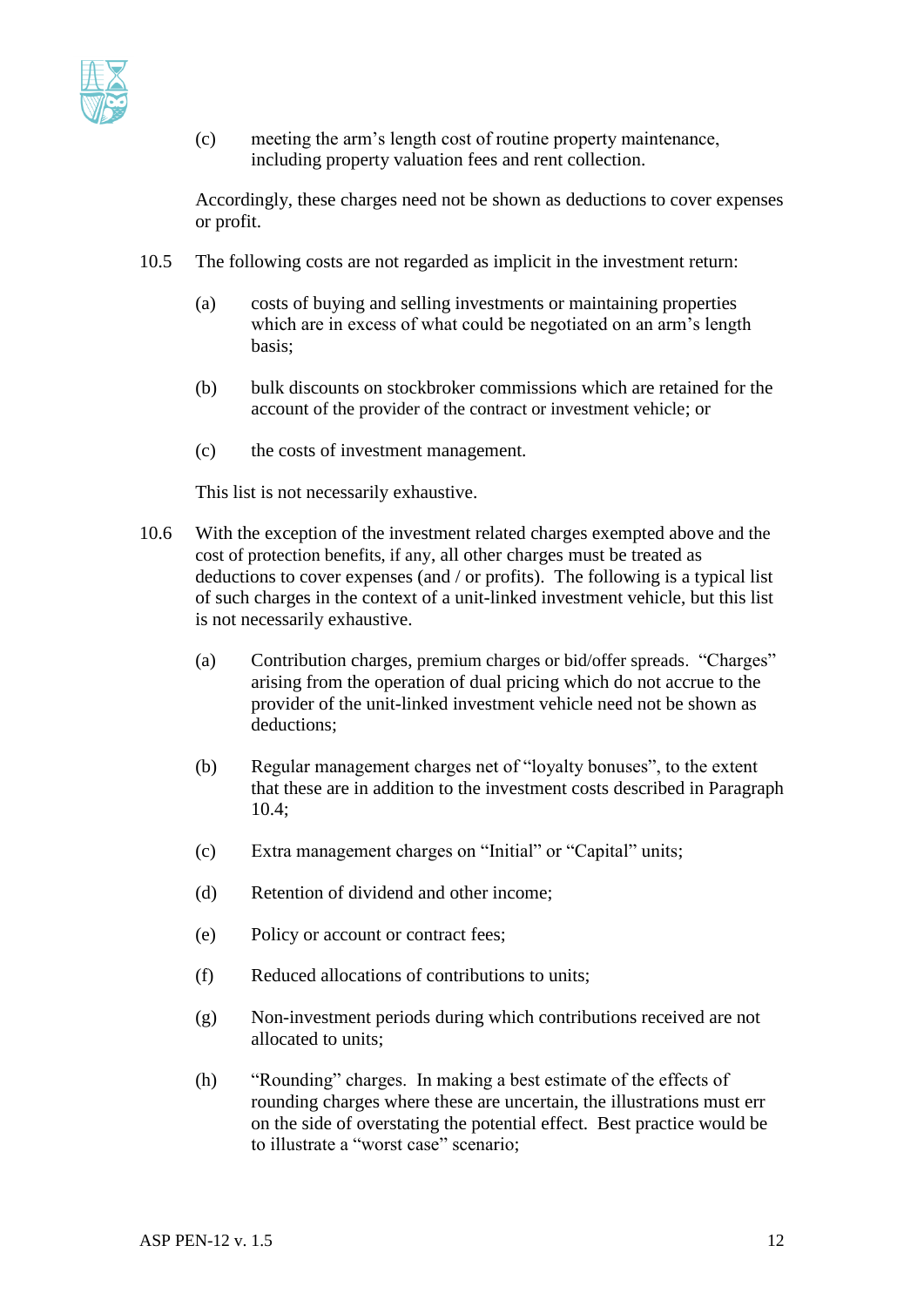(c) meeting the arm's length cost of routine property maintenance, including property valuation fees and rent collection.

Accordingly, these charges need not be shown as deductions to cover expenses or profit.

10.5 The following costs are not regarded as implicit in the investment return:

(a) costs of buying and selling investments or maintaining properties which are in excess of what could be negotiated on an arm's length basis;

(b) bulk discounts on stockbroker commissions which are retained for the account of the provider of the contract or investment vehicle; or

(c) the costs of investment management.

This list is not necessarily exhaustive.

10.6 With the exception of the investment related charges exempted above and the cost of protection benefits, if any, all other charges must be treated as deductions to cover expenses (and / or profits). The following is a typical list of such charges in the context of a unit-linked investment vehicle, but this list is not necessarily exhaustive.

(a) Contribution charges, premium charges or bid/offer spreads. "Charges" arising from the operation of dual pricing which do not accrue to the provider of the unit-linked investment vehicle need not be shown as deductions;

(b) Regular management charges net of "loyalty bonuses", to the extent that these are in addition to the investment costs described in Paragraph 10.4;

(c) Extra management charges on "Initial" or "Capital" units;

(d) Retention of dividend and other income;

(e) Policy or account or contract fees;

(f) Reduced allocations of contributions to units;

(g) Non-investment periods during which contributions received are not allocated to units;

(h) "Rounding" charges. In making a best estimate of the effects of rounding charges where these are uncertain, the illustrations must err on the side of overstating the potential effect. Best practice would be to illustrate a "worst case" scenario;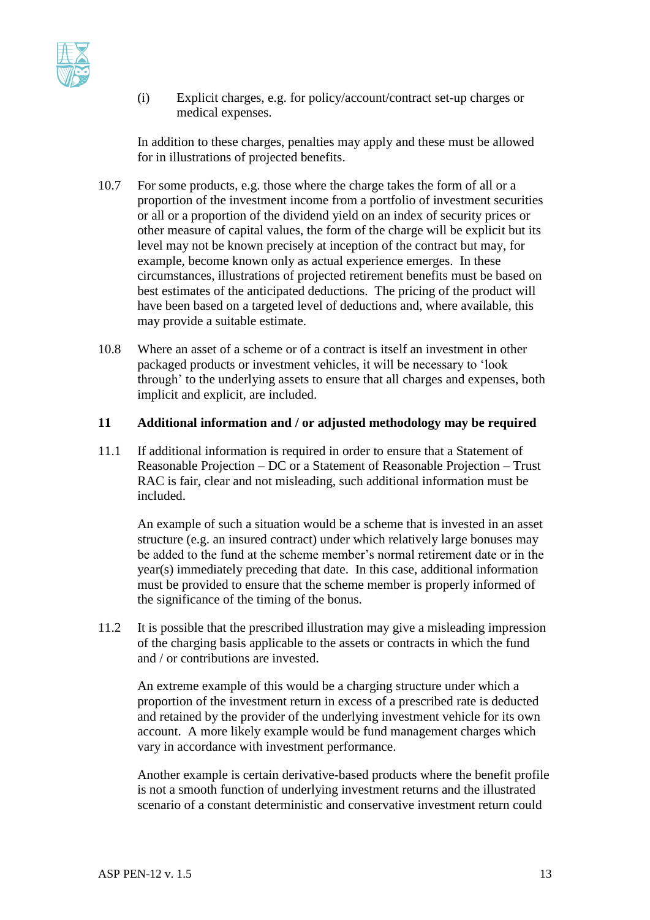(i) Explicit charges, e.g. for policy/account/contract set-up charges or medical expenses.

In addition to these charges, penalties may apply and these must be allowed for in illustrations of projected benefits.

10.7 For some products, e.g. those where the charge takes the form of all or a proportion of the investment income from a portfolio of investment securities or all or a proportion of the dividend yield on an index of security prices or other measure of capital values, the form of the charge will be explicit but its level may not be known precisely at inception of the contract but may, for example, become known only as actual experience emerges. In these circumstances, illustrations of projected retirement benefits must be based on best estimates of the anticipated deductions. The pricing of the product will have been based on a targeted level of deductions and, where available, this may provide a suitable estimate.

10.8 Where an asset of a scheme or of a contract is itself an investment in other packaged products or investment vehicles, it will be necessary to 'look through' to the underlying assets to ensure that all charges and expenses, both implicit and explicit, are included.

## 11 Additional information and / or adjusted methodology may be required

11.1 If additional information is required in order to ensure that a Statement of Reasonable Projection – DC or a Statement of Reasonable Projection – Trust RAC is fair, clear and not misleading, such additional information must be included.

An example of such a situation would be a scheme that is invested in an asset structure (e.g. an insured contract) under which relatively large bonuses may be added to the fund at the scheme member's normal retirement date or in the year(s) immediately preceding that date. In this case, additional information must be provided to ensure that the scheme member is properly informed of the significance of the timing of the bonus.

11.2 It is possible that the prescribed illustration may give a misleading impression of the charging basis applicable to the assets or contracts in which the fund and / or contributions are invested.

An extreme example of this would be a charging structure under which a proportion of the investment return in excess of a prescribed rate is deducted and retained by the provider of the underlying investment vehicle for its own account. A more likely example would be fund management charges which vary in accordance with investment performance.

Another example is certain derivative-based products where the benefit profile is not a smooth function of underlying investment returns and the illustrated scenario of a constant deterministic and conservative investment return could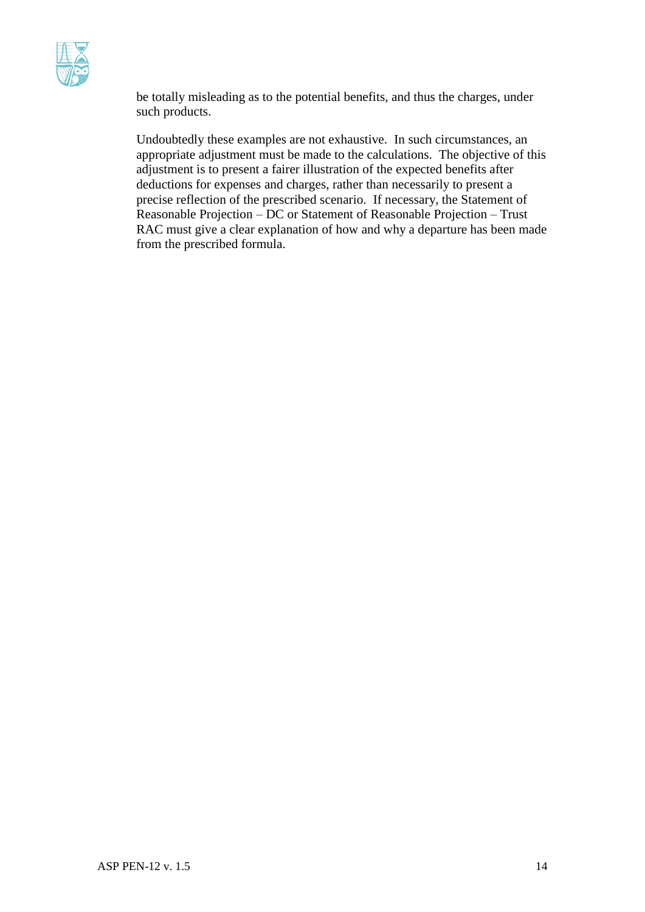be totally misleading as to the potential benefits, and thus the charges, under such products.

Undoubtedly these examples are not exhaustive. In such circumstances, an appropriate adjustment must be made to the calculations. The objective of this adjustment is to present a fairer illustration of the expected benefits after deductions for expenses and charges, rather than necessarily to present a precise reflection of the prescribed scenario. If necessary, the Statement of Reasonable Projection – DC or Statement of Reasonable Projection – Trust RAC must give a clear explanation of how and why a departure has been made from the prescribed formula.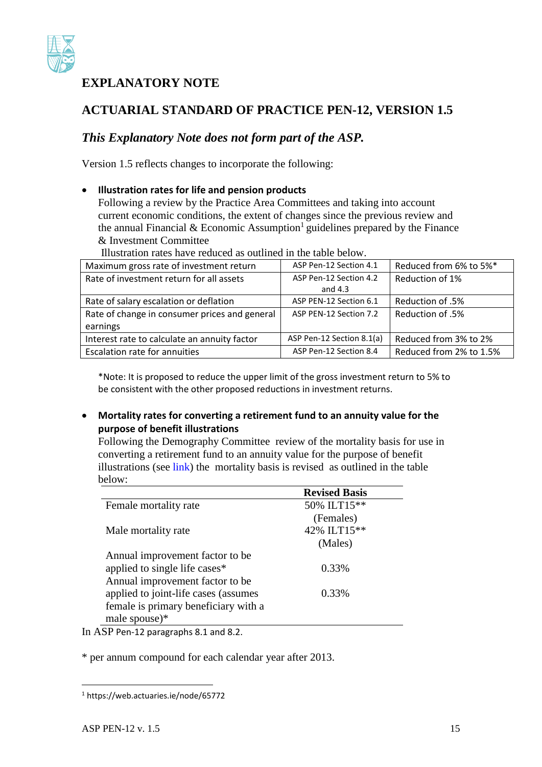# EXPLANATORY NOTE

## ACTUARIAL STANDARD OF PRACTICE PEN-12, VERSION 1.5

### *This Explanatory Note does not form part of the ASP.*

Version 1.5 reflects changes to incorporate the following:

- **Illustration rates for life and pension products**
  Following a review by the Practice Area Committees and taking into account current economic conditions, the extent of changes since the previous review and the annual Financial & Economic Assumption[1] guidelines prepared by the Finance & Investment Committee
  Illustration rates have reduced as outlined in the table below.

| Maximum gross rate of investment return | ASP Pen-12 Section 4.1 | Reduced from 6% to 5%* |
|---|---|---|
| Rate of investment return for all assets | ASP Pen-12 Section 4.2 and 4.3 | Reduction of 1% |
| Rate of salary escalation or deflation | ASP PEN-12 Section 6.1 | Reduction of .5% |
| Rate of change in consumer prices and general earnings | ASP PEN-12 Section 7.2 | Reduction of .5% |
| Interest rate to calculate an annuity factor | ASP Pen-12 Section 8.1(a) | Reduced from 3% to 2% |
| Escalation rate for annuities | ASP Pen-12 Section 8.4 | Reduced from 2% to 1.5% |

  *Note: It is proposed to reduce the upper limit of the gross investment return to 5% to be consistent with the other proposed reductions in investment returns.

- **Mortality rates for converting a retirement fund to an annuity value for the purpose of benefit illustrations**
  Following the Demography Committee review of the mortality basis for use in converting a retirement fund to an annuity value for the purpose of benefit illustrations (see link) the mortality basis is revised as outlined in the table below:

| | **Revised Basis** |
|---|---|
| Female mortality rate | 50% ILT15** (Females) |
| Male mortality rate | 42% ILT15** (Males) |
| Annual improvement factor to be applied to single life cases* | 0.33% |
| Annual improvement factor to be applied to joint-life cases (assumes female is primary beneficiary with a male spouse)* | 0.33% |

In ASP Pen-12 paragraphs 8.1 and 8.2.

\* per annum compound for each calendar year after 2013.

[1] https://web.actuaries.ie/node/65772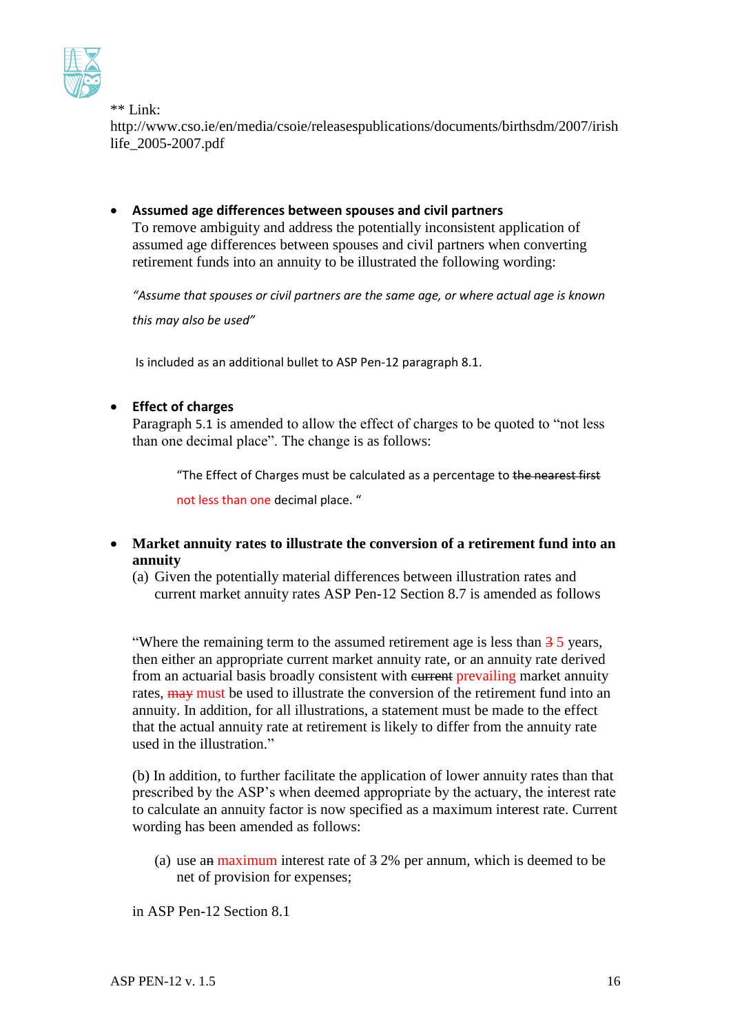** Link:
http://www.cso.ie/en/media/csoie/releasespublications/documents/birthsdm/2007/irishlife_2005-2007.pdf

- **Assumed age differences between spouses and civil partners**
  To remove ambiguity and address the potentially inconsistent application of assumed age differences between spouses and civil partners when converting retirement funds into an annuity to be illustrated the following wording:

  *"Assume that spouses or civil partners are the same age, or where actual age is known this may also be used"*

  Is included as an additional bullet to ASP Pen-12 paragraph 8.1.

- **Effect of charges**
  Paragraph 5.1 is amended to allow the effect of charges to be quoted to "not less than one decimal place". The change is as follows:

  > "The Effect of Charges must be calculated as a percentage to ~~the nearest first~~ not less than one decimal place. "

- **Market annuity rates to illustrate the conversion of a retirement fund into an annuity**
  (a) Given the potentially material differences between illustration rates and current market annuity rates ASP Pen-12 Section 8.7 is amended as follows

  "Where the remaining term to the assumed retirement age is less than ~~3~~ 5 years, then either an appropriate current market annuity rate, or an annuity rate derived from an actuarial basis broadly consistent with ~~current~~ prevailing market annuity rates, ~~may~~ must be used to illustrate the conversion of the retirement fund into an annuity. In addition, for all illustrations, a statement must be made to the effect that the actual annuity rate at retirement is likely to differ from the annuity rate used in the illustration."

  (b) In addition, to further facilitate the application of lower annuity rates than that prescribed by the ASP's when deemed appropriate by the actuary, the interest rate to calculate an annuity factor is now specified as a maximum interest rate. Current wording has been amended as follows:

  > (a) use a~~n~~ maximum interest rate of ~~3~~ 2% per annum, which is deemed to be net of provision for expenses;

  in ASP Pen-12 Section 8.1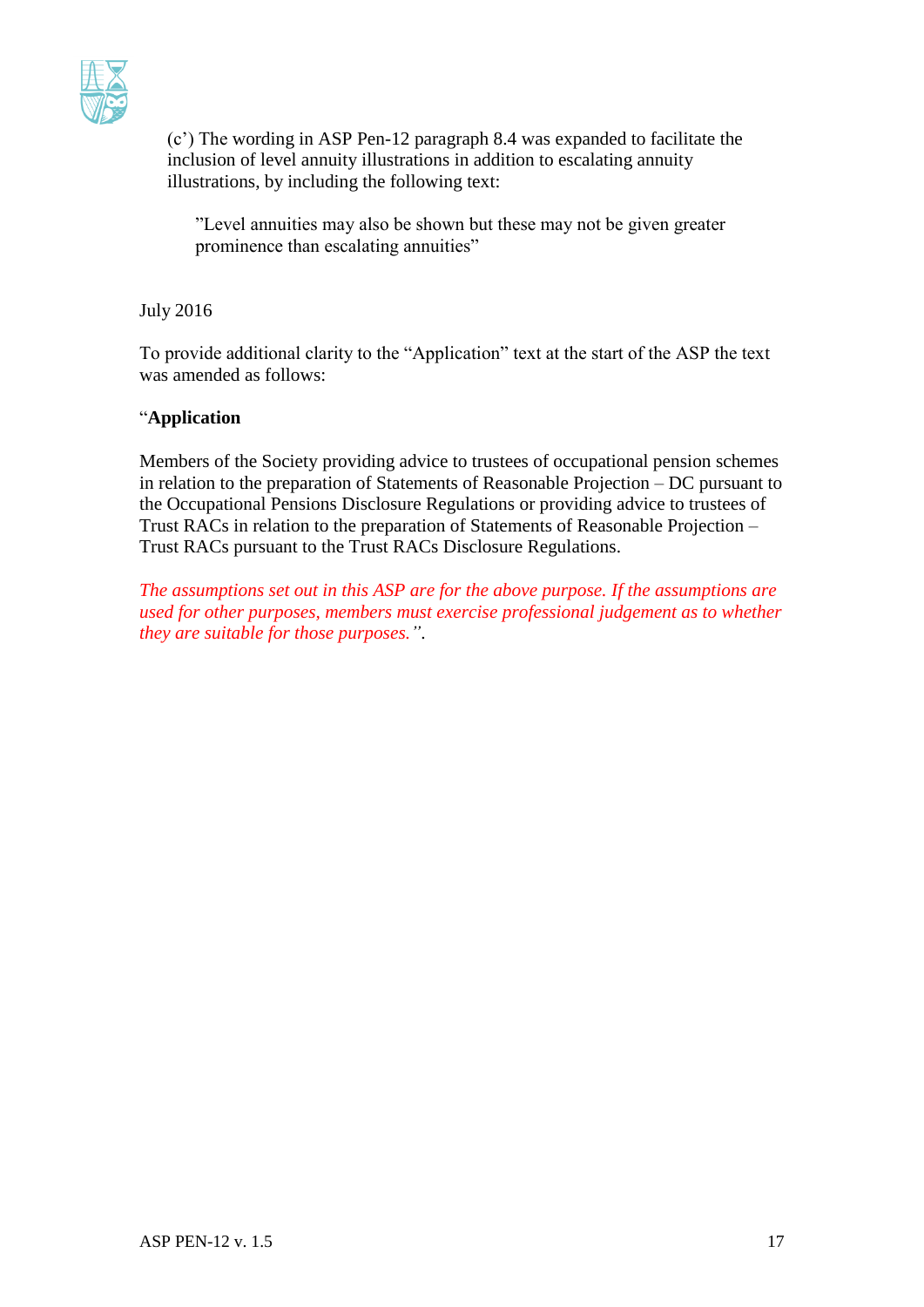(c') The wording in ASP Pen-12 paragraph 8.4 was expanded to facilitate the inclusion of level annuity illustrations in addition to escalating annuity illustrations, by including the following text:

> "Level annuities may also be shown but these may not be given greater prominence than escalating annuities"

July 2016

To provide additional clarity to the "Application" text at the start of the ASP the text was amended as follows:

"**Application**

Members of the Society providing advice to trustees of occupational pension schemes in relation to the preparation of Statements of Reasonable Projection – DC pursuant to the Occupational Pensions Disclosure Regulations or providing advice to trustees of Trust RACs in relation to the preparation of Statements of Reasonable Projection – Trust RACs pursuant to the Trust RACs Disclosure Regulations.

*The assumptions set out in this ASP are for the above purpose. If the assumptions are used for other purposes, members must exercise professional judgement as to whether they are suitable for those purposes."*.